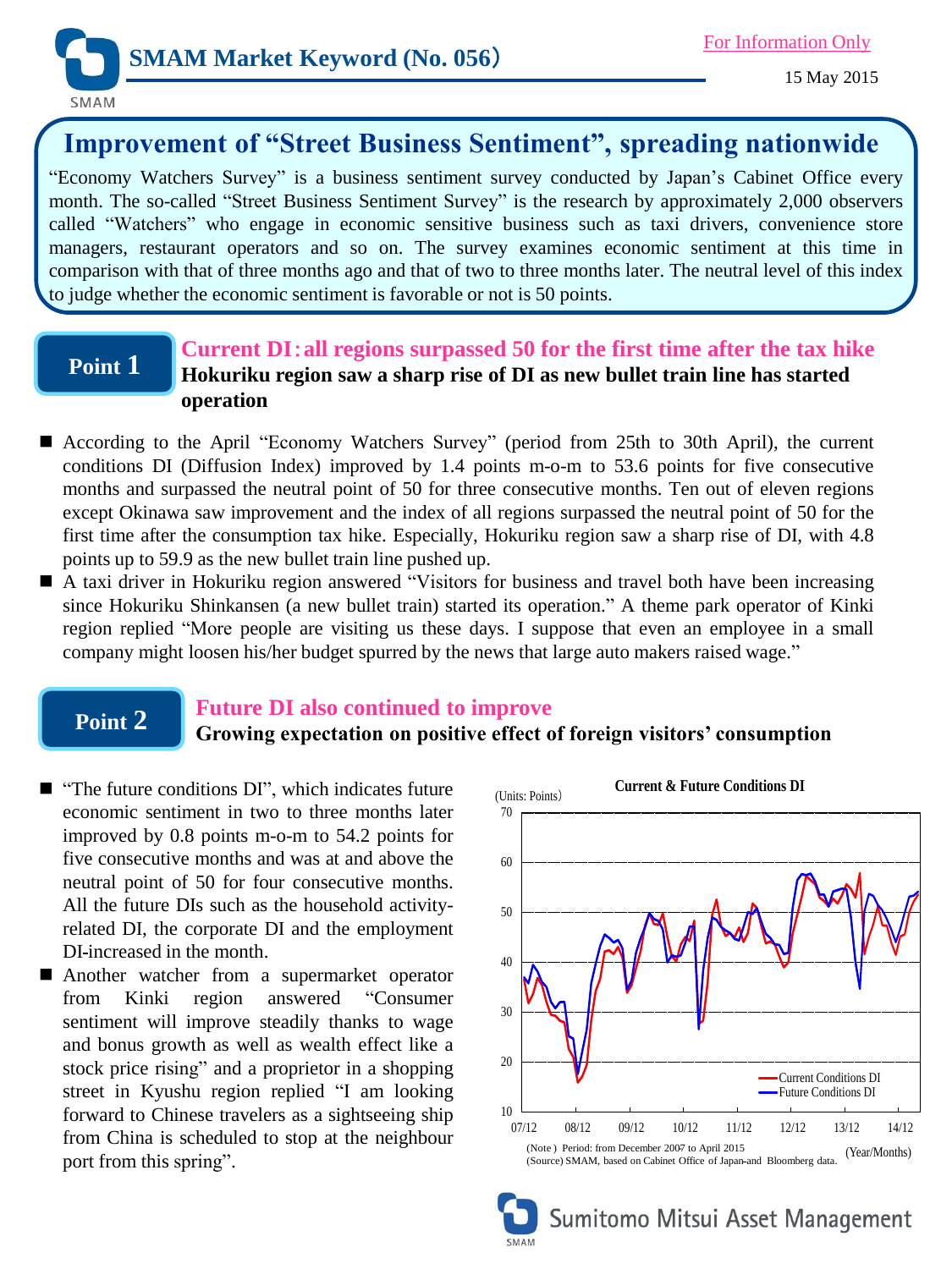SMAM Market Keyword (No. 056)

For Information Only

15 May 2015

# Improvement of "Street Business Sentiment", spreading nationwide

"Economy Watchers Survey" is a business sentiment survey conducted by Japan's Cabinet Office every month. The so-called "Street Business Sentiment Survey" is the research by approximately 2,000 observers called "Watchers" who engage in economic sensitive business such as taxi drivers, convenience store managers, restaurant operators and so on. The survey examines economic sentiment at this time in comparison with that of three months ago and that of two to three months later. The neutral level of this index to judge whether the economic sentiment is favorable or not is 50 points.

## Point 1

**Current DI：all regions surpassed 50 for the first time after the tax hike**
**Hokuriku region saw a sharp rise of DI as new bullet train line has started operation**

- According to the April "Economy Watchers Survey" (period from 25th to 30th April), the current conditions DI (Diffusion Index) improved by 1.4 points m-o-m to 53.6 points for five consecutive months and surpassed the neutral point of 50 for three consecutive months. Ten out of eleven regions except Okinawa saw improvement and the index of all regions surpassed the neutral point of 50 for the first time after the consumption tax hike. Especially, Hokuriku region saw a sharp rise of DI, with 4.8 points up to 59.9 as the new bullet train line pushed up.
- A taxi driver in Hokuriku region answered "Visitors for business and travel both have been increasing since Hokuriku Shinkansen (a new bullet train) started its operation." A theme park operator of Kinki region replied "More people are visiting us these days. I suppose that even an employee in a small company might loosen his/her budget spurred by the news that large auto makers raised wage."

## Point 2

**Future DI also continued to improve**
**Growing expectation on positive effect of foreign visitors' consumption**

- "The future conditions DI", which indicates future economic sentiment in two to three months later improved by 0.8 points m-o-m to 54.2 points for five consecutive months and was at and above the neutral point of 50 for four consecutive months. All the future DIs such as the household activity-related DI, the corporate DI and the employment DI-increased in the month.
- Another watcher from a supermarket operator from Kinki region answered "Consumer sentiment will improve steadily thanks to wage and bonus growth as well as wealth effect like a stock price rising" and a proprietor in a shopping street in Kyushu region replied "I am looking forward to Chinese travelers as a sightseeing ship from China is scheduled to stop at the neighbour port from this spring".

**Current & Future Conditions DI**

(Units: Points) — Current Conditions DI / Future Conditions DI, 07/12 to 14/12 (Year/Months)

(Note) Period: from December 2007 to April 2015
(Source) SMAM, based on Cabinet Office of Japan and Bloomberg data.

Sumitomo Mitsui Asset Management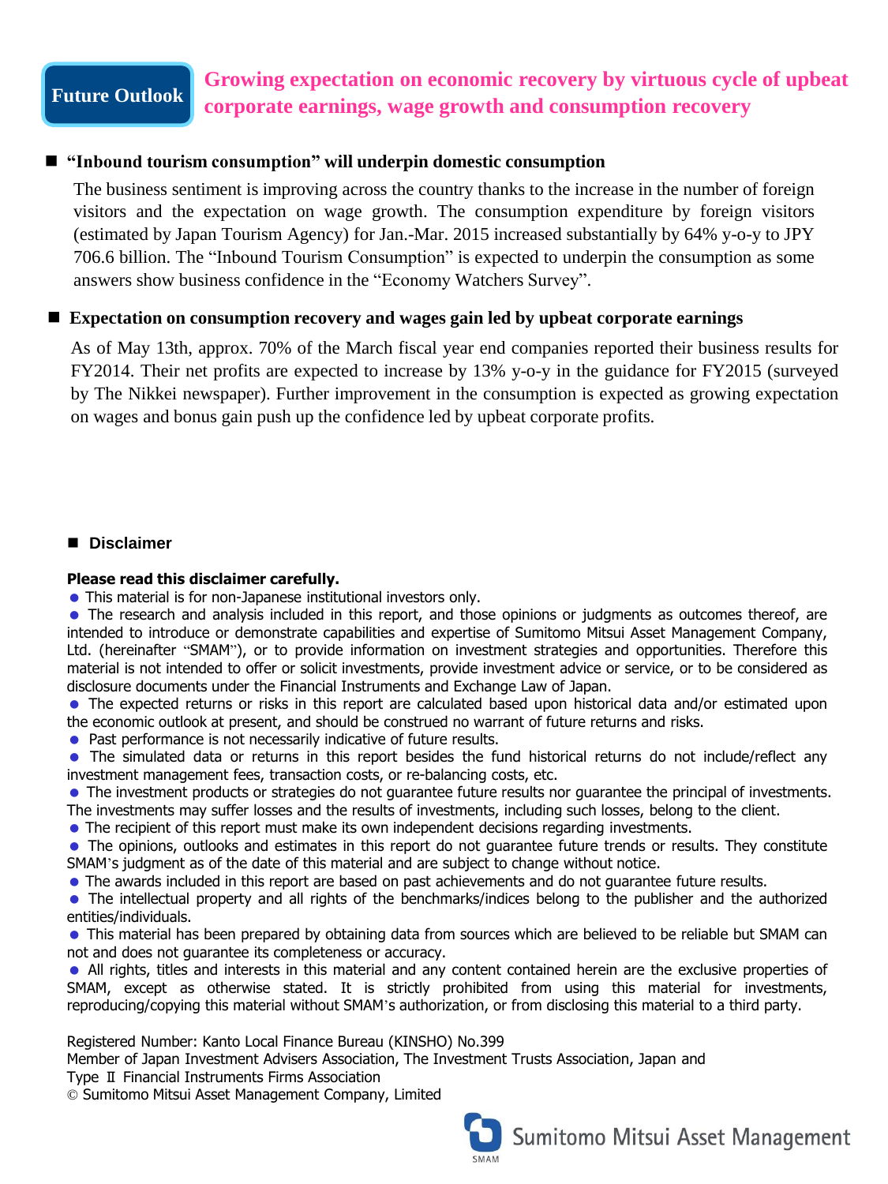## Future Outlook

**Growing expectation on economic recovery by virtuous cycle of upbeat corporate earnings, wage growth and consumption recovery**

### ■ "Inbound tourism consumption" will underpin domestic consumption

The business sentiment is improving across the country thanks to the increase in the number of foreign visitors and the expectation on wage growth. The consumption expenditure by foreign visitors (estimated by Japan Tourism Agency) for Jan.-Mar. 2015 increased substantially by 64% y-o-y to JPY 706.6 billion. The "Inbound Tourism Consumption" is expected to underpin the consumption as some answers show business confidence in the "Economy Watchers Survey".

### ■ Expectation on consumption recovery and wages gain led by upbeat corporate earnings

As of May 13th, approx. 70% of the March fiscal year end companies reported their business results for FY2014. Their net profits are expected to increase by 13% y-o-y in the guidance for FY2015 (surveyed by The Nikkei newspaper). Further improvement in the consumption is expected as growing expectation on wages and bonus gain push up the confidence led by upbeat corporate profits.

### ■ Disclaimer

**Please read this disclaimer carefully.**

- This material is for non-Japanese institutional investors only.
- The research and analysis included in this report, and those opinions or judgments as outcomes thereof, are intended to introduce or demonstrate capabilities and expertise of Sumitomo Mitsui Asset Management Company, Ltd. (hereinafter "SMAM"), or to provide information on investment strategies and opportunities. Therefore this material is not intended to offer or solicit investments, provide investment advice or service, or to be considered as disclosure documents under the Financial Instruments and Exchange Law of Japan.
- The expected returns or risks in this report are calculated based upon historical data and/or estimated upon the economic outlook at present, and should be construed no warrant of future returns and risks.
- Past performance is not necessarily indicative of future results.
- The simulated data or returns in this report besides the fund historical returns do not include/reflect any investment management fees, transaction costs, or re-balancing costs, etc.
- The investment products or strategies do not guarantee future results nor guarantee the principal of investments. The investments may suffer losses and the results of investments, including such losses, belong to the client.
- The recipient of this report must make its own independent decisions regarding investments.
- The opinions, outlooks and estimates in this report do not guarantee future trends or results. They constitute SMAM's judgment as of the date of this material and are subject to change without notice.
- The awards included in this report are based on past achievements and do not guarantee future results.
- The intellectual property and all rights of the benchmarks/indices belong to the publisher and the authorized entities/individuals.
- This material has been prepared by obtaining data from sources which are believed to be reliable but SMAM can not and does not guarantee its completeness or accuracy.
- All rights, titles and interests in this material and any content contained herein are the exclusive properties of SMAM, except as otherwise stated. It is strictly prohibited from using this material for investments, reproducing/copying this material without SMAM's authorization, or from disclosing this material to a third party.

Registered Number: Kanto Local Finance Bureau (KINSHO) No.399
Member of Japan Investment Advisers Association, The Investment Trusts Association, Japan and Type Ⅱ Financial Instruments Firms Association
© Sumitomo Mitsui Asset Management Company, Limited

Sumitomo Mitsui Asset Management